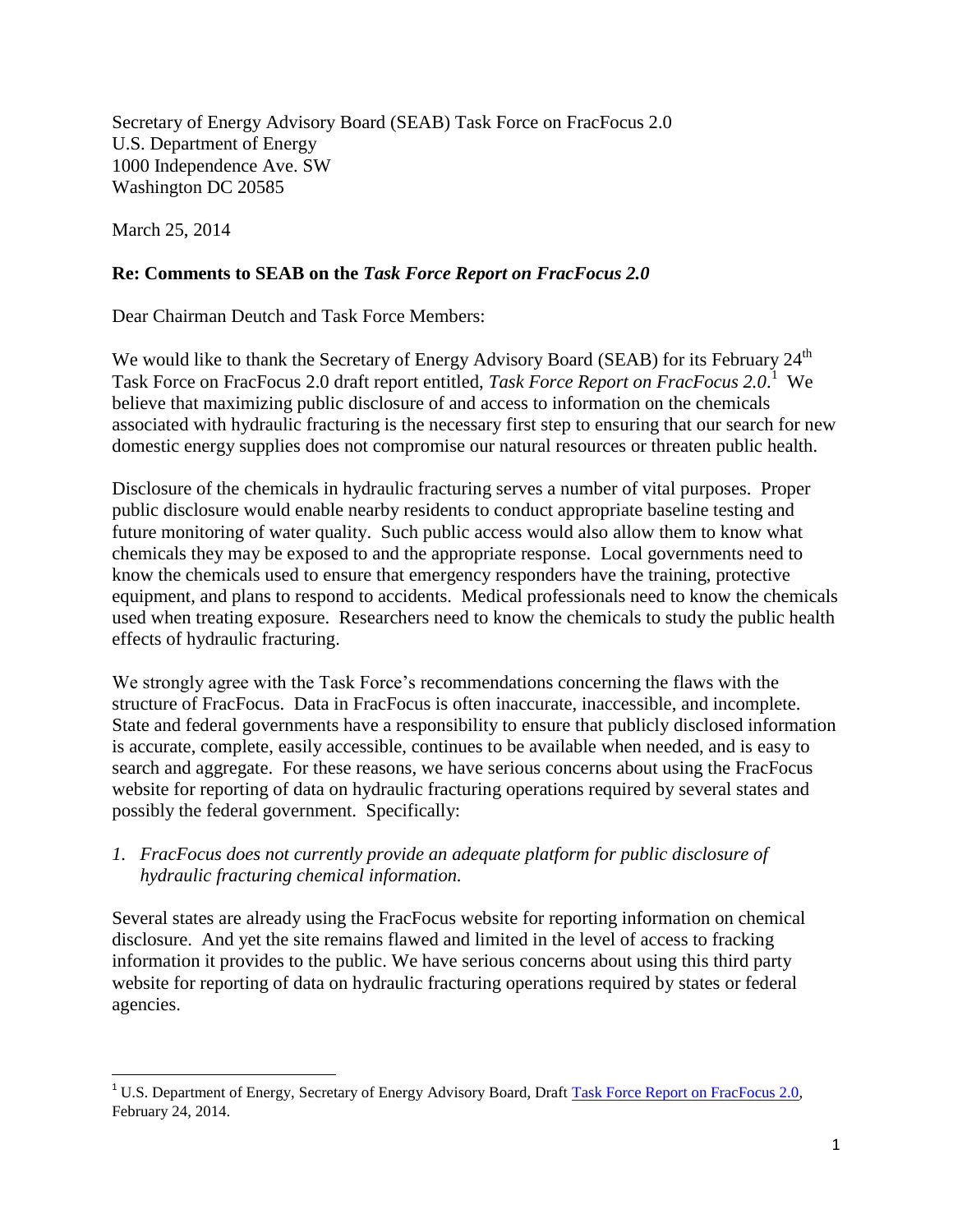Secretary of Energy Advisory Board (SEAB) Task Force on FracFocus 2.0
U.S. Department of Energy
1000 Independence Ave. SW
Washington DC 20585

March 25, 2014

**Re: Comments to SEAB on the *Task Force Report on FracFocus 2.0***

Dear Chairman Deutch and Task Force Members:

We would like to thank the Secretary of Energy Advisory Board (SEAB) for its February 24th Task Force on FracFocus 2.0 draft report entitled, *Task Force Report on FracFocus 2.0*.[1] We believe that maximizing public disclosure of and access to information on the chemicals associated with hydraulic fracturing is the necessary first step to ensuring that our search for new domestic energy supplies does not compromise our natural resources or threaten public health.

Disclosure of the chemicals in hydraulic fracturing serves a number of vital purposes. Proper public disclosure would enable nearby residents to conduct appropriate baseline testing and future monitoring of water quality. Such public access would also allow them to know what chemicals they may be exposed to and the appropriate response. Local governments need to know the chemicals used to ensure that emergency responders have the training, protective equipment, and plans to respond to accidents. Medical professionals need to know the chemicals used when treating exposure. Researchers need to know the chemicals to study the public health effects of hydraulic fracturing.

We strongly agree with the Task Force's recommendations concerning the flaws with the structure of FracFocus. Data in FracFocus is often inaccurate, inaccessible, and incomplete. State and federal governments have a responsibility to ensure that publicly disclosed information is accurate, complete, easily accessible, continues to be available when needed, and is easy to search and aggregate. For these reasons, we have serious concerns about using the FracFocus website for reporting of data on hydraulic fracturing operations required by several states and possibly the federal government. Specifically:

1. *FracFocus does not currently provide an adequate platform for public disclosure of hydraulic fracturing chemical information.*

Several states are already using the FracFocus website for reporting information on chemical disclosure. And yet the site remains flawed and limited in the level of access to fracking information it provides to the public. We have serious concerns about using this third party website for reporting of data on hydraulic fracturing operations required by states or federal agencies.

---

[1] U.S. Department of Energy, Secretary of Energy Advisory Board, Draft Task Force Report on FracFocus 2.0, February 24, 2014.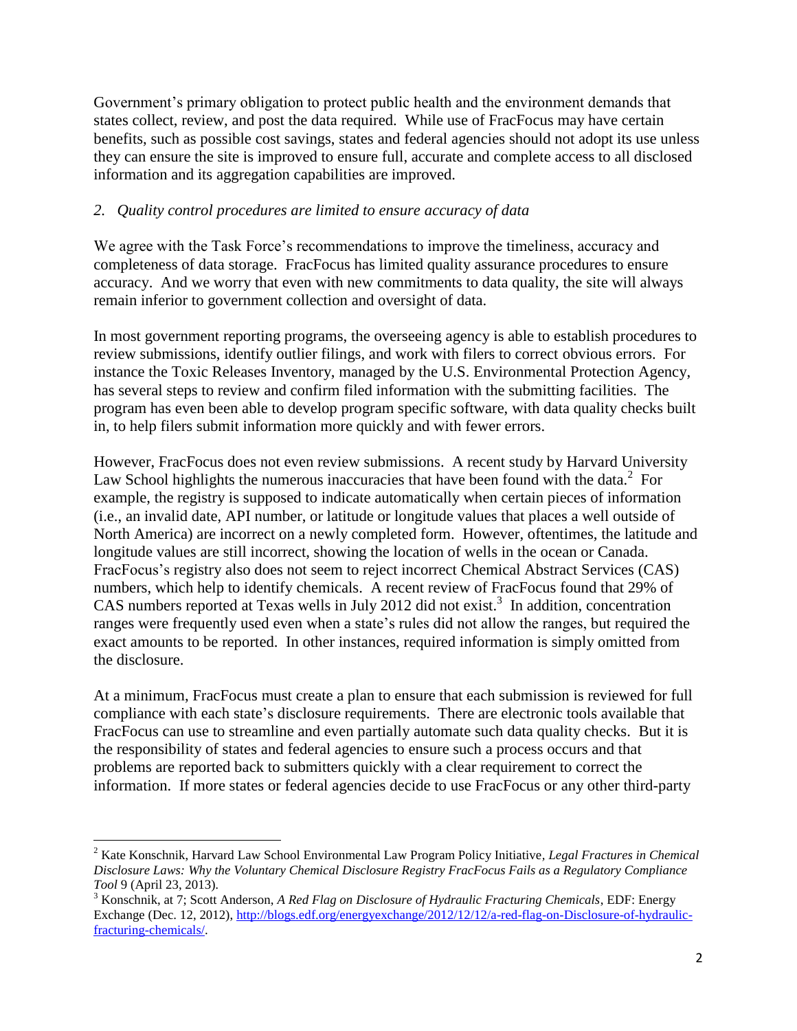Government's primary obligation to protect public health and the environment demands that states collect, review, and post the data required. While use of FracFocus may have certain benefits, such as possible cost savings, states and federal agencies should not adopt its use unless they can ensure the site is improved to ensure full, accurate and complete access to all disclosed information and its aggregation capabilities are improved.

*2. Quality control procedures are limited to ensure accuracy of data*

We agree with the Task Force's recommendations to improve the timeliness, accuracy and completeness of data storage. FracFocus has limited quality assurance procedures to ensure accuracy. And we worry that even with new commitments to data quality, the site will always remain inferior to government collection and oversight of data.

In most government reporting programs, the overseeing agency is able to establish procedures to review submissions, identify outlier filings, and work with filers to correct obvious errors. For instance the Toxic Releases Inventory, managed by the U.S. Environmental Protection Agency, has several steps to review and confirm filed information with the submitting facilities. The program has even been able to develop program specific software, with data quality checks built in, to help filers submit information more quickly and with fewer errors.

However, FracFocus does not even review submissions. A recent study by Harvard University Law School highlights the numerous inaccuracies that have been found with the data.[2] For example, the registry is supposed to indicate automatically when certain pieces of information (i.e., an invalid date, API number, or latitude or longitude values that places a well outside of North America) are incorrect on a newly completed form. However, oftentimes, the latitude and longitude values are still incorrect, showing the location of wells in the ocean or Canada. FracFocus's registry also does not seem to reject incorrect Chemical Abstract Services (CAS) numbers, which help to identify chemicals. A recent review of FracFocus found that 29% of CAS numbers reported at Texas wells in July 2012 did not exist.[3] In addition, concentration ranges were frequently used even when a state's rules did not allow the ranges, but required the exact amounts to be reported. In other instances, required information is simply omitted from the disclosure.

At a minimum, FracFocus must create a plan to ensure that each submission is reviewed for full compliance with each state's disclosure requirements. There are electronic tools available that FracFocus can use to streamline and even partially automate such data quality checks. But it is the responsibility of states and federal agencies to ensure such a process occurs and that problems are reported back to submitters quickly with a clear requirement to correct the information. If more states or federal agencies decide to use FracFocus or any other third-party

---

[2] Kate Konschnik, Harvard Law School Environmental Law Program Policy Initiative, *Legal Fractures in Chemical Disclosure Laws: Why the Voluntary Chemical Disclosure Registry FracFocus Fails as a Regulatory Compliance Tool* 9 (April 23, 2013).

[3] Konschnik, at 7; Scott Anderson, *A Red Flag on Disclosure of Hydraulic Fracturing Chemicals*, EDF: Energy Exchange (Dec. 12, 2012), http://blogs.edf.org/energyexchange/2012/12/12/a-red-flag-on-Disclosure-of-hydraulic-fracturing-chemicals/.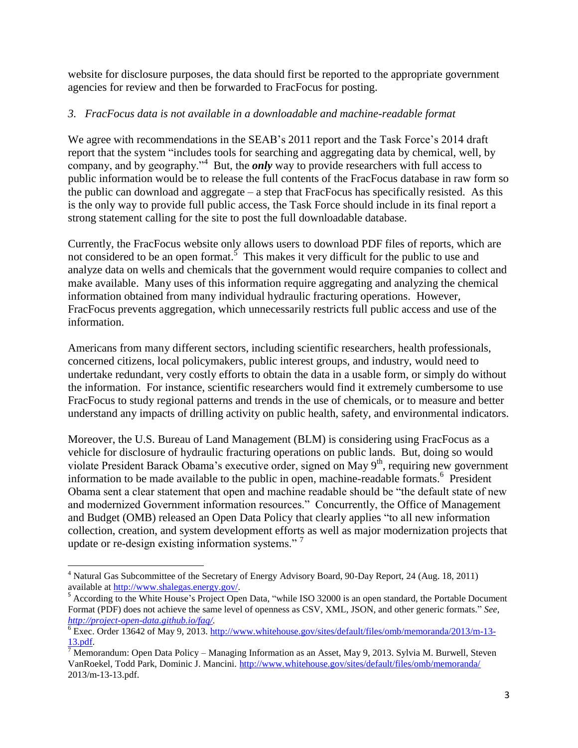website for disclosure purposes, the data should first be reported to the appropriate government agencies for review and then be forwarded to FracFocus for posting.

*3. FracFocus data is not available in a downloadable and machine-readable format*

We agree with recommendations in the SEAB's 2011 report and the Task Force's 2014 draft report that the system "includes tools for searching and aggregating data by chemical, well, by company, and by geography."[4] But, the ***only*** way to provide researchers with full access to public information would be to release the full contents of the FracFocus database in raw form so the public can download and aggregate – a step that FracFocus has specifically resisted. As this is the only way to provide full public access, the Task Force should include in its final report a strong statement calling for the site to post the full downloadable database.

Currently, the FracFocus website only allows users to download PDF files of reports, which are not considered to be an open format.[5] This makes it very difficult for the public to use and analyze data on wells and chemicals that the government would require companies to collect and make available. Many uses of this information require aggregating and analyzing the chemical information obtained from many individual hydraulic fracturing operations. However, FracFocus prevents aggregation, which unnecessarily restricts full public access and use of the information.

Americans from many different sectors, including scientific researchers, health professionals, concerned citizens, local policymakers, public interest groups, and industry, would need to undertake redundant, very costly efforts to obtain the data in a usable form, or simply do without the information. For instance, scientific researchers would find it extremely cumbersome to use FracFocus to study regional patterns and trends in the use of chemicals, or to measure and better understand any impacts of drilling activity on public health, safety, and environmental indicators.

Moreover, the U.S. Bureau of Land Management (BLM) is considering using FracFocus as a vehicle for disclosure of hydraulic fracturing operations on public lands. But, doing so would violate President Barack Obama's executive order, signed on May 9th, requiring new government information to be made available to the public in open, machine-readable formats.[6] President Obama sent a clear statement that open and machine readable should be "the default state of new and modernized Government information resources." Concurrently, the Office of Management and Budget (OMB) released an Open Data Policy that clearly applies "to all new information collection, creation, and system development efforts as well as major modernization projects that update or re-design existing information systems." [7]

---

[4] Natural Gas Subcommittee of the Secretary of Energy Advisory Board, 90-Day Report, 24 (Aug. 18, 2011) available at http://www.shalegas.energy.gov/.

[5] According to the White House's Project Open Data, "while ISO 32000 is an open standard, the Portable Document Format (PDF) does not achieve the same level of openness as CSV, XML, JSON, and other generic formats." *See, http://project-open-data.github.io/faq/*.

[6] Exec. Order 13642 of May 9, 2013. http://www.whitehouse.gov/sites/default/files/omb/memoranda/2013/m-13-13.pdf.

[7] Memorandum: Open Data Policy – Managing Information as an Asset, May 9, 2013. Sylvia M. Burwell, Steven VanRoekel, Todd Park, Dominic J. Mancini. http://www.whitehouse.gov/sites/default/files/omb/memoranda/2013/m-13-13.pdf.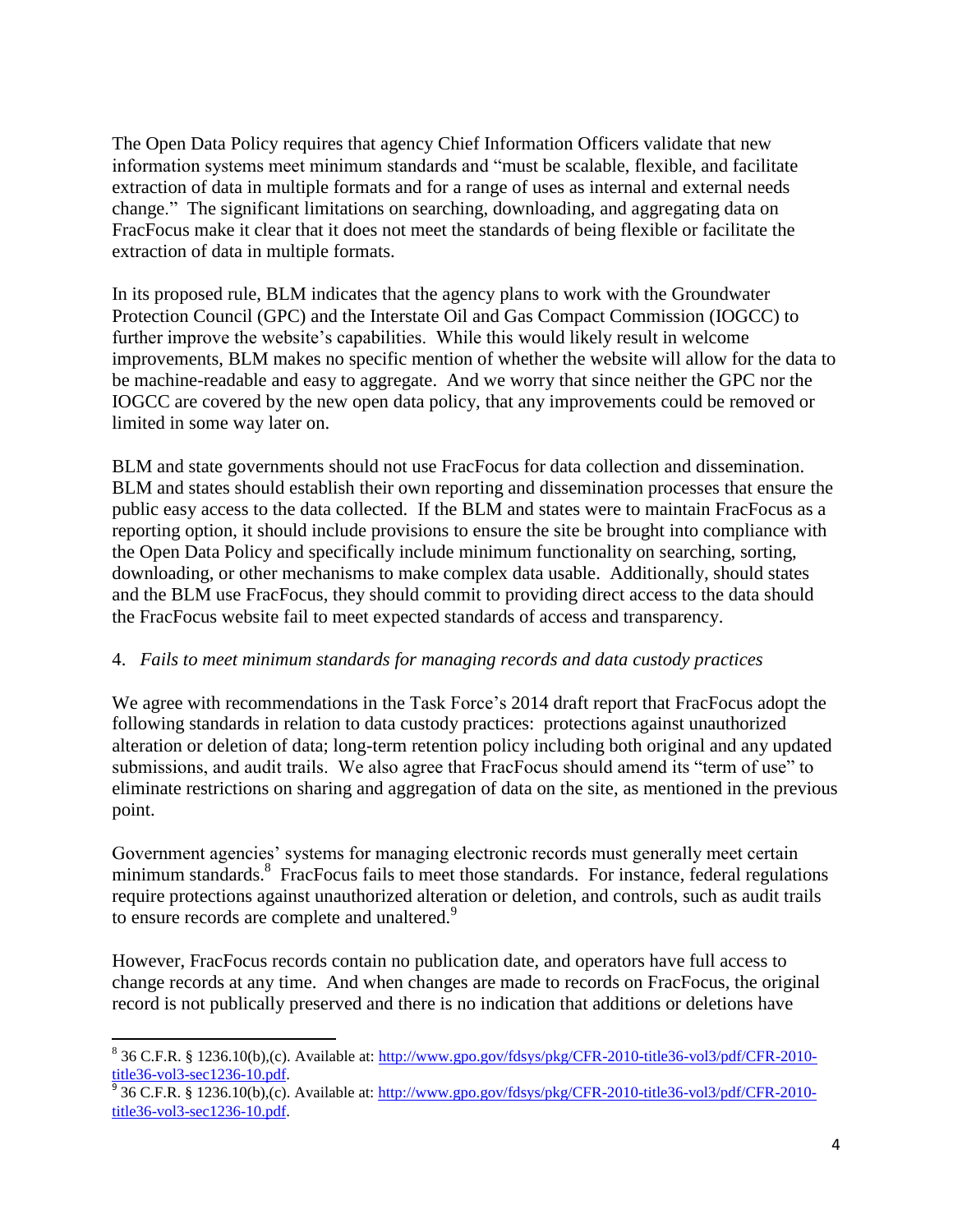The Open Data Policy requires that agency Chief Information Officers validate that new information systems meet minimum standards and "must be scalable, flexible, and facilitate extraction of data in multiple formats and for a range of uses as internal and external needs change." The significant limitations on searching, downloading, and aggregating data on FracFocus make it clear that it does not meet the standards of being flexible or facilitate the extraction of data in multiple formats.

In its proposed rule, BLM indicates that the agency plans to work with the Groundwater Protection Council (GPC) and the Interstate Oil and Gas Compact Commission (IOGCC) to further improve the website's capabilities. While this would likely result in welcome improvements, BLM makes no specific mention of whether the website will allow for the data to be machine-readable and easy to aggregate. And we worry that since neither the GPC nor the IOGCC are covered by the new open data policy, that any improvements could be removed or limited in some way later on.

BLM and state governments should not use FracFocus for data collection and dissemination. BLM and states should establish their own reporting and dissemination processes that ensure the public easy access to the data collected. If the BLM and states were to maintain FracFocus as a reporting option, it should include provisions to ensure the site be brought into compliance with the Open Data Policy and specifically include minimum functionality on searching, sorting, downloading, or other mechanisms to make complex data usable. Additionally, should states and the BLM use FracFocus, they should commit to providing direct access to the data should the FracFocus website fail to meet expected standards of access and transparency.

4. *Fails to meet minimum standards for managing records and data custody practices*

We agree with recommendations in the Task Force's 2014 draft report that FracFocus adopt the following standards in relation to data custody practices: protections against unauthorized alteration or deletion of data; long-term retention policy including both original and any updated submissions, and audit trails. We also agree that FracFocus should amend its "term of use" to eliminate restrictions on sharing and aggregation of data on the site, as mentioned in the previous point.

Government agencies' systems for managing electronic records must generally meet certain minimum standards.[8] FracFocus fails to meet those standards. For instance, federal regulations require protections against unauthorized alteration or deletion, and controls, such as audit trails to ensure records are complete and unaltered.[9]

However, FracFocus records contain no publication date, and operators have full access to change records at any time. And when changes are made to records on FracFocus, the original record is not publically preserved and there is no indication that additions or deletions have

---

[8] 36 C.F.R. § 1236.10(b),(c). Available at: http://www.gpo.gov/fdsys/pkg/CFR-2010-title36-vol3/pdf/CFR-2010-title36-vol3-sec1236-10.pdf.

[9] 36 C.F.R. § 1236.10(b),(c). Available at: http://www.gpo.gov/fdsys/pkg/CFR-2010-title36-vol3/pdf/CFR-2010-title36-vol3-sec1236-10.pdf.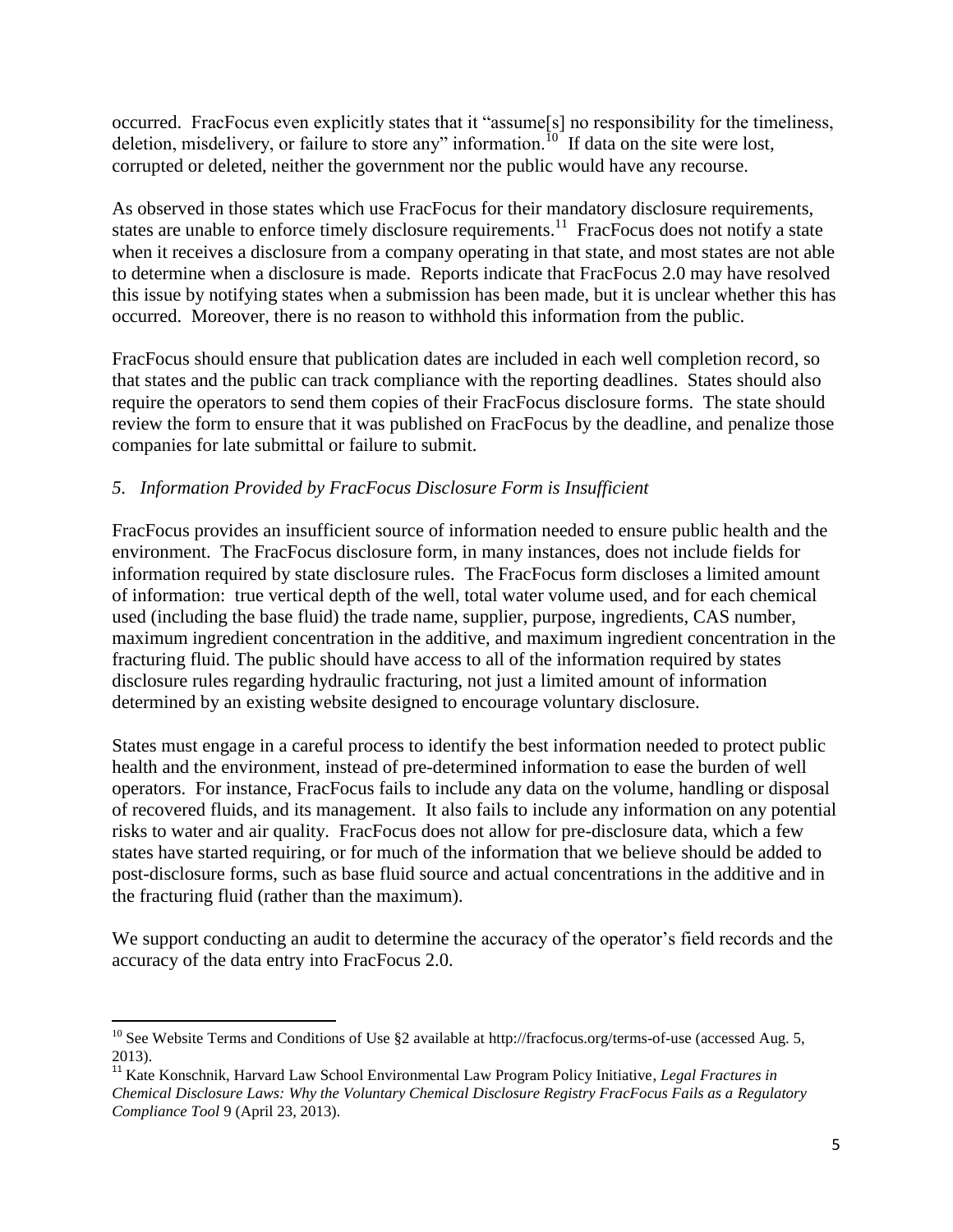occurred. FracFocus even explicitly states that it "assume[s] no responsibility for the timeliness, deletion, misdelivery, or failure to store any" information.[10] If data on the site were lost, corrupted or deleted, neither the government nor the public would have any recourse.

As observed in those states which use FracFocus for their mandatory disclosure requirements, states are unable to enforce timely disclosure requirements.[11] FracFocus does not notify a state when it receives a disclosure from a company operating in that state, and most states are not able to determine when a disclosure is made. Reports indicate that FracFocus 2.0 may have resolved this issue by notifying states when a submission has been made, but it is unclear whether this has occurred. Moreover, there is no reason to withhold this information from the public.

FracFocus should ensure that publication dates are included in each well completion record, so that states and the public can track compliance with the reporting deadlines. States should also require the operators to send them copies of their FracFocus disclosure forms. The state should review the form to ensure that it was published on FracFocus by the deadline, and penalize those companies for late submittal or failure to submit.

### *5. Information Provided by FracFocus Disclosure Form is Insufficient*

FracFocus provides an insufficient source of information needed to ensure public health and the environment. The FracFocus disclosure form, in many instances, does not include fields for information required by state disclosure rules. The FracFocus form discloses a limited amount of information: true vertical depth of the well, total water volume used, and for each chemical used (including the base fluid) the trade name, supplier, purpose, ingredients, CAS number, maximum ingredient concentration in the additive, and maximum ingredient concentration in the fracturing fluid. The public should have access to all of the information required by states disclosure rules regarding hydraulic fracturing, not just a limited amount of information determined by an existing website designed to encourage voluntary disclosure.

States must engage in a careful process to identify the best information needed to protect public health and the environment, instead of pre-determined information to ease the burden of well operators. For instance, FracFocus fails to include any data on the volume, handling or disposal of recovered fluids, and its management. It also fails to include any information on any potential risks to water and air quality. FracFocus does not allow for pre-disclosure data, which a few states have started requiring, or for much of the information that we believe should be added to post-disclosure forms, such as base fluid source and actual concentrations in the additive and in the fracturing fluid (rather than the maximum).

We support conducting an audit to determine the accuracy of the operator's field records and the accuracy of the data entry into FracFocus 2.0.

---

[10] See Website Terms and Conditions of Use §2 available at http://fracfocus.org/terms-of-use (accessed Aug. 5, 2013).

[11] Kate Konschnik, Harvard Law School Environmental Law Program Policy Initiative, *Legal Fractures in Chemical Disclosure Laws: Why the Voluntary Chemical Disclosure Registry FracFocus Fails as a Regulatory Compliance Tool* 9 (April 23, 2013).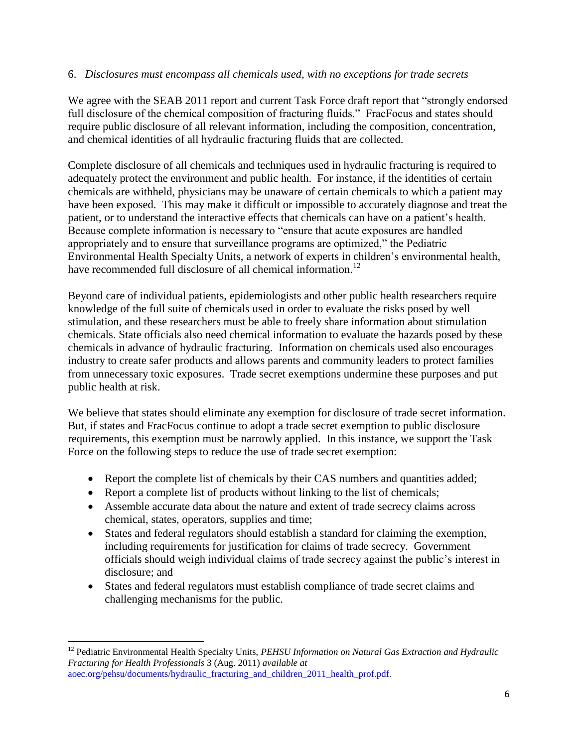6. *Disclosures must encompass all chemicals used, with no exceptions for trade secrets*

We agree with the SEAB 2011 report and current Task Force draft report that "strongly endorsed full disclosure of the chemical composition of fracturing fluids." FracFocus and states should require public disclosure of all relevant information, including the composition, concentration, and chemical identities of all hydraulic fracturing fluids that are collected.

Complete disclosure of all chemicals and techniques used in hydraulic fracturing is required to adequately protect the environment and public health. For instance, if the identities of certain chemicals are withheld, physicians may be unaware of certain chemicals to which a patient may have been exposed. This may make it difficult or impossible to accurately diagnose and treat the patient, or to understand the interactive effects that chemicals can have on a patient's health. Because complete information is necessary to "ensure that acute exposures are handled appropriately and to ensure that surveillance programs are optimized," the Pediatric Environmental Health Specialty Units, a network of experts in children's environmental health, have recommended full disclosure of all chemical information.[12]

Beyond care of individual patients, epidemiologists and other public health researchers require knowledge of the full suite of chemicals used in order to evaluate the risks posed by well stimulation, and these researchers must be able to freely share information about stimulation chemicals. State officials also need chemical information to evaluate the hazards posed by these chemicals in advance of hydraulic fracturing. Information on chemicals used also encourages industry to create safer products and allows parents and community leaders to protect families from unnecessary toxic exposures. Trade secret exemptions undermine these purposes and put public health at risk.

We believe that states should eliminate any exemption for disclosure of trade secret information. But, if states and FracFocus continue to adopt a trade secret exemption to public disclosure requirements, this exemption must be narrowly applied. In this instance, we support the Task Force on the following steps to reduce the use of trade secret exemption:

- Report the complete list of chemicals by their CAS numbers and quantities added;
- Report a complete list of products without linking to the list of chemicals;
- Assemble accurate data about the nature and extent of trade secrecy claims across chemical, states, operators, supplies and time;
- States and federal regulators should establish a standard for claiming the exemption, including requirements for justification for claims of trade secrecy. Government officials should weigh individual claims of trade secrecy against the public's interest in disclosure; and
- States and federal regulators must establish compliance of trade secret claims and challenging mechanisms for the public.

---

[12] Pediatric Environmental Health Specialty Units, *PEHSU Information on Natural Gas Extraction and Hydraulic Fracturing for Health Professionals* 3 (Aug. 2011) *available at* aoec.org/pehsu/documents/hydraulic_fracturing_and_children_2011_health_prof.pdf.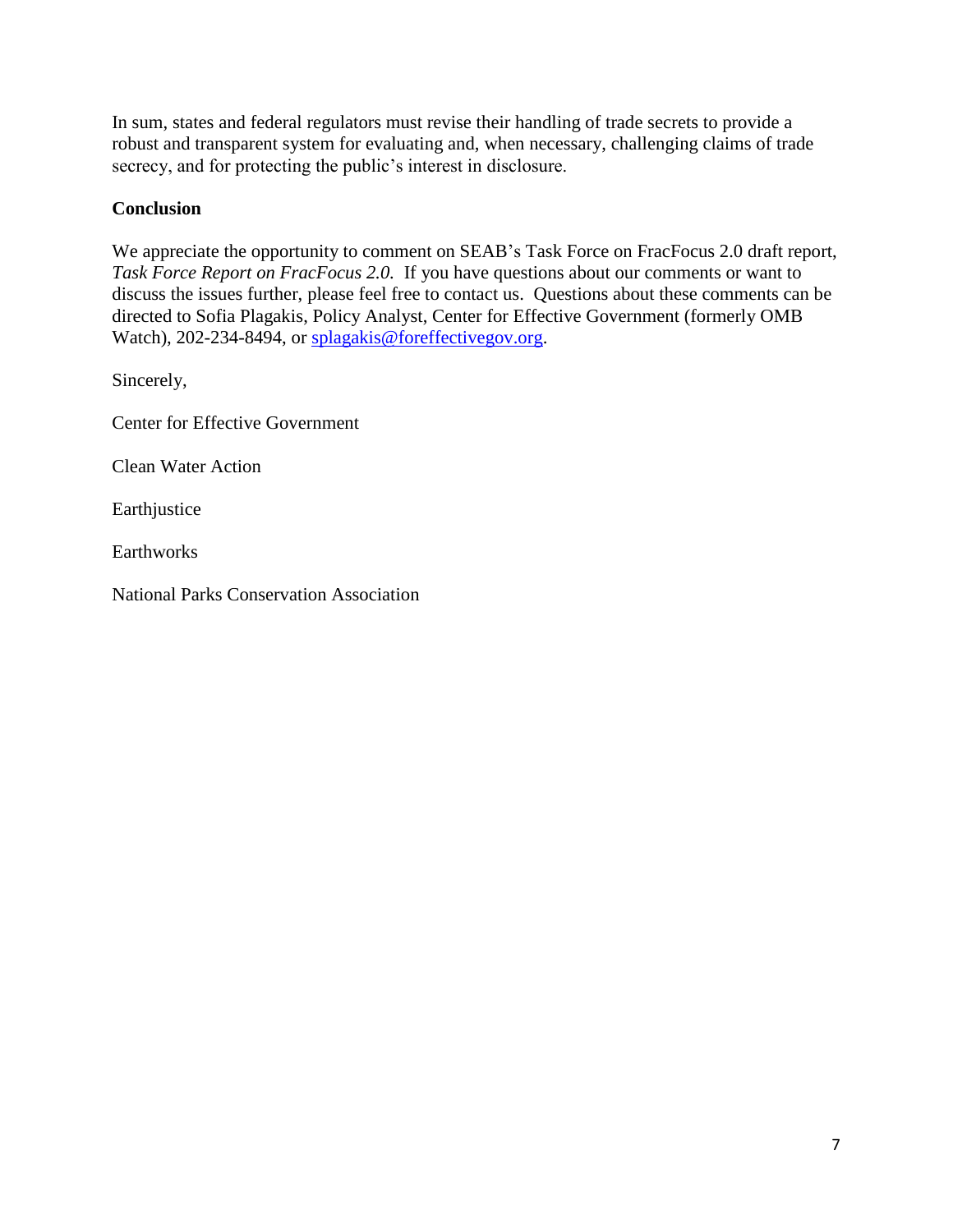In sum, states and federal regulators must revise their handling of trade secrets to provide a robust and transparent system for evaluating and, when necessary, challenging claims of trade secrecy, and for protecting the public's interest in disclosure.

**Conclusion**

We appreciate the opportunity to comment on SEAB's Task Force on FracFocus 2.0 draft report, *Task Force Report on FracFocus 2.0.* If you have questions about our comments or want to discuss the issues further, please feel free to contact us. Questions about these comments can be directed to Sofia Plagakis, Policy Analyst, Center for Effective Government (formerly OMB Watch), 202-234-8494, or splagakis@foreffectivegov.org.

Sincerely,

Center for Effective Government

Clean Water Action

Earthjustice

Earthworks

National Parks Conservation Association